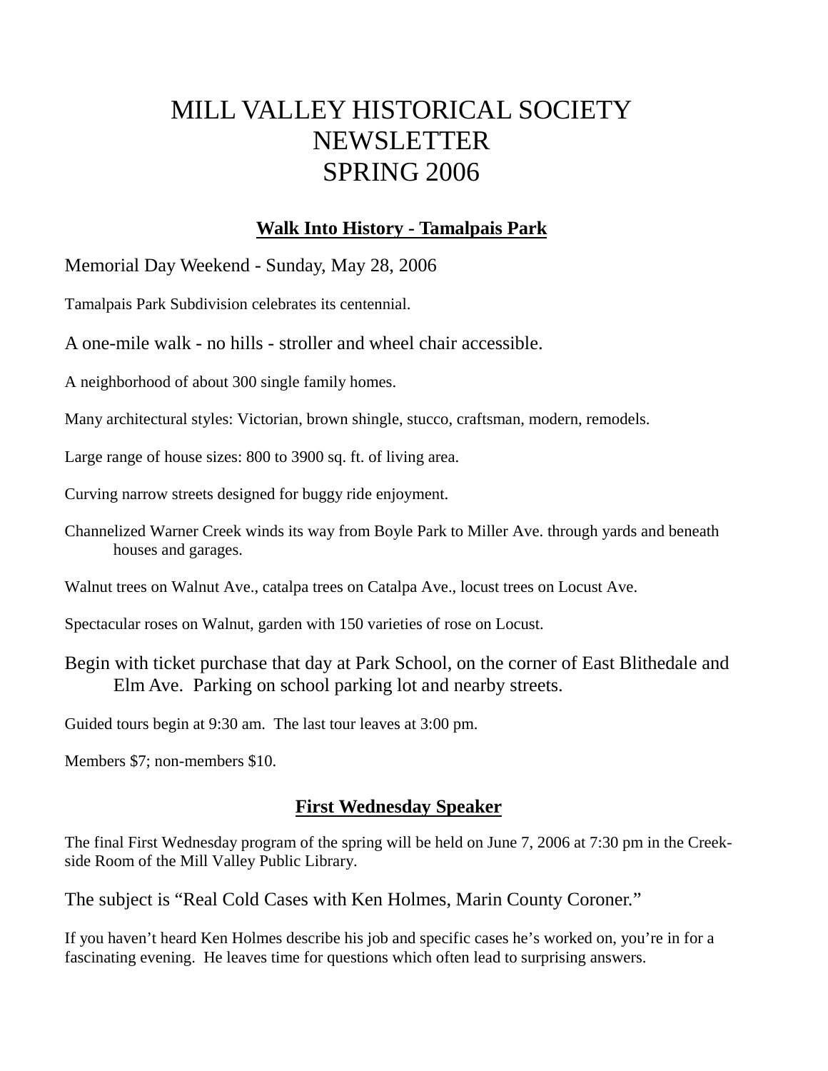# MILL VALLEY HISTORICAL SOCIETY NEWSLETTER SPRING 2006

## Walk Into History - Tamalpais Park

Memorial Day Weekend - Sunday, May 28, 2006

Tamalpais Park Subdivision celebrates its centennial.

A one-mile walk - no hills - stroller and wheel chair accessible.

A neighborhood of about 300 single family homes.

Many architectural styles: Victorian, brown shingle, stucco, craftsman, modern, remodels.

Large range of house sizes: 800 to 3900 sq. ft. of living area.

Curving narrow streets designed for buggy ride enjoyment.

Channelized Warner Creek winds its way from Boyle Park to Miller Ave. through yards and beneath houses and garages.

Walnut trees on Walnut Ave., catalpa trees on Catalpa Ave., locust trees on Locust Ave.

Spectacular roses on Walnut, garden with 150 varieties of rose on Locust.

Begin with ticket purchase that day at Park School, on the corner of East Blithedale and Elm Ave. Parking on school parking lot and nearby streets.

Guided tours begin at 9:30 am. The last tour leaves at 3:00 pm.

Members $7; non-members $10.

## First Wednesday Speaker

The final First Wednesday program of the spring will be held on June 7, 2006 at 7:30 pm in the Creek-side Room of the Mill Valley Public Library.

The subject is "Real Cold Cases with Ken Holmes, Marin County Coroner."

If you haven't heard Ken Holmes describe his job and specific cases he's worked on, you're in for a fascinating evening. He leaves time for questions which often lead to surprising answers.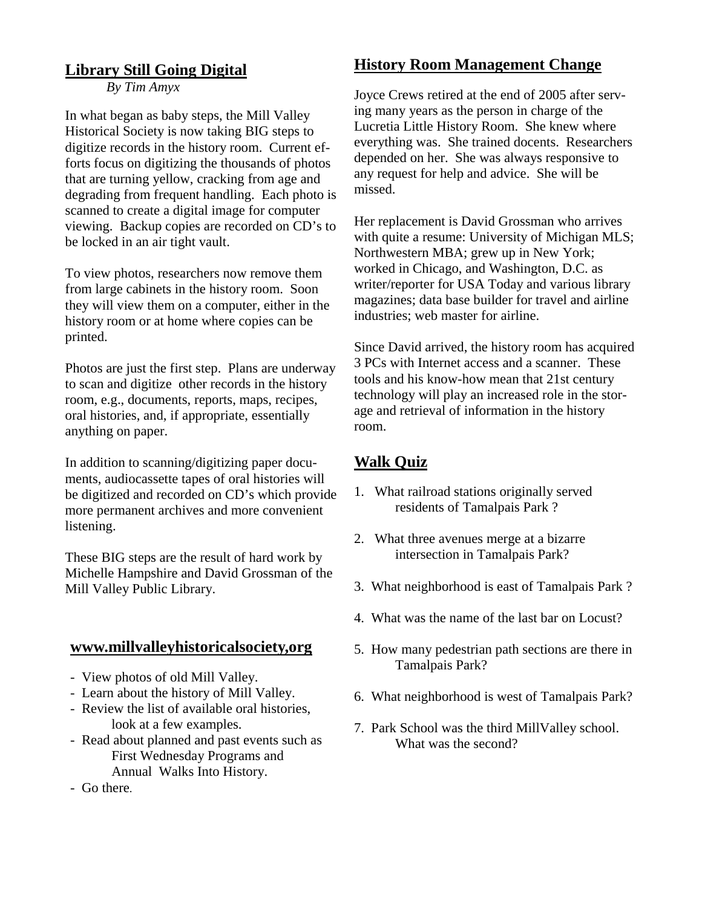## Library Still Going Digital

*By Tim Amyx*

In what began as baby steps, the Mill Valley Historical Society is now taking BIG steps to digitize records in the history room. Current efforts focus on digitizing the thousands of photos that are turning yellow, cracking from age and degrading from frequent handling. Each photo is scanned to create a digital image for computer viewing. Backup copies are recorded on CD's to be locked in an air tight vault.

To view photos, researchers now remove them from large cabinets in the history room. Soon they will view them on a computer, either in the history room or at home where copies can be printed.

Photos are just the first step. Plans are underway to scan and digitize other records in the history room, e.g., documents, reports, maps, recipes, oral histories, and, if appropriate, essentially anything on paper.

In addition to scanning/digitizing paper documents, audiocassette tapes of oral histories will be digitized and recorded on CD's which provide more permanent archives and more convenient listening.

These BIG steps are the result of hard work by Michelle Hampshire and David Grossman of the Mill Valley Public Library.

## www.millvalleyhistoricalsociety,org

- View photos of old Mill Valley.
- Learn about the history of Mill Valley.
- Review the list of available oral histories, look at a few examples.
- Read about planned and past events such as First Wednesday Programs and Annual Walks Into History.
- Go there.

## History Room Management Change

Joyce Crews retired at the end of 2005 after serving many years as the person in charge of the Lucretia Little History Room. She knew where everything was. She trained docents. Researchers depended on her. She was always responsive to any request for help and advice. She will be missed.

Her replacement is David Grossman who arrives with quite a resume: University of Michigan MLS; Northwestern MBA; grew up in New York; worked in Chicago, and Washington, D.C. as writer/reporter for USA Today and various library magazines; data base builder for travel and airline industries; web master for airline.

Since David arrived, the history room has acquired 3 PCs with Internet access and a scanner. These tools and his know-how mean that 21st century technology will play an increased role in the storage and retrieval of information in the history room.

## Walk Quiz

1. What railroad stations originally served residents of Tamalpais Park ?
2. What three avenues merge at a bizarre intersection in Tamalpais Park?
3. What neighborhood is east of Tamalpais Park ?
4. What was the name of the last bar on Locust?
5. How many pedestrian path sections are there in Tamalpais Park?
6. What neighborhood is west of Tamalpais Park?
7. Park School was the third MillValley school. What was the second?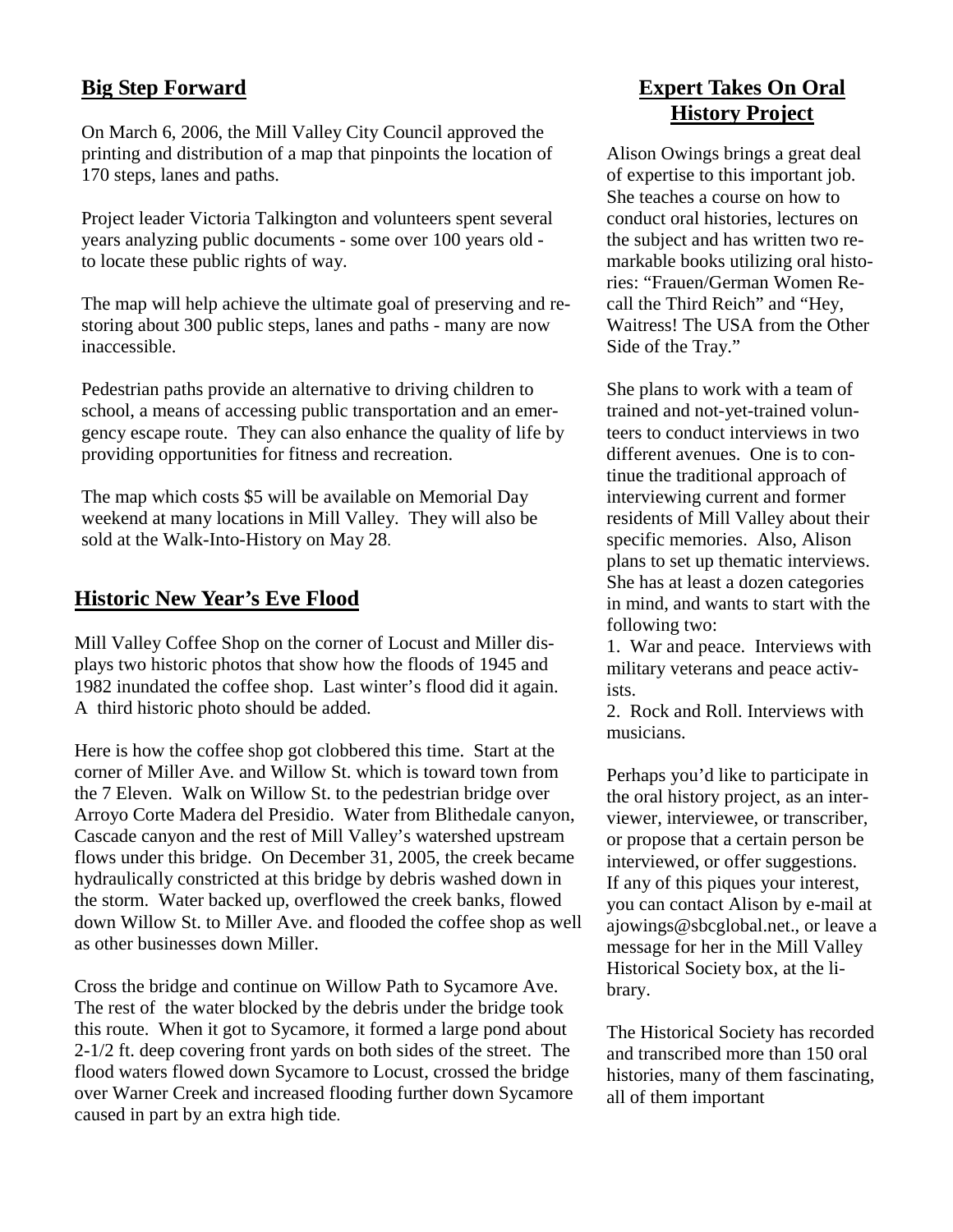## Big Step Forward

On March 6, 2006, the Mill Valley City Council approved the printing and distribution of a map that pinpoints the location of 170 steps, lanes and paths.

Project leader Victoria Talkington and volunteers spent several years analyzing public documents - some over 100 years old - to locate these public rights of way.

The map will help achieve the ultimate goal of preserving and restoring about 300 public steps, lanes and paths - many are now inaccessible.

Pedestrian paths provide an alternative to driving children to school, a means of accessing public transportation and an emergency escape route. They can also enhance the quality of life by providing opportunities for fitness and recreation.

The map which costs $5 will be available on Memorial Day weekend at many locations in Mill Valley. They will also be sold at the Walk-Into-History on May 28.

## Historic New Year's Eve Flood

Mill Valley Coffee Shop on the corner of Locust and Miller displays two historic photos that show how the floods of 1945 and 1982 inundated the coffee shop. Last winter's flood did it again. A third historic photo should be added.

Here is how the coffee shop got clobbered this time. Start at the corner of Miller Ave. and Willow St. which is toward town from the 7 Eleven. Walk on Willow St. to the pedestrian bridge over Arroyo Corte Madera del Presidio. Water from Blithedale canyon, Cascade canyon and the rest of Mill Valley's watershed upstream flows under this bridge. On December 31, 2005, the creek became hydraulically constricted at this bridge by debris washed down in the storm. Water backed up, overflowed the creek banks, flowed down Willow St. to Miller Ave. and flooded the coffee shop as well as other businesses down Miller.

Cross the bridge and continue on Willow Path to Sycamore Ave. The rest of the water blocked by the debris under the bridge took this route. When it got to Sycamore, it formed a large pond about 2-1/2 ft. deep covering front yards on both sides of the street. The flood waters flowed down Sycamore to Locust, crossed the bridge over Warner Creek and increased flooding further down Sycamore caused in part by an extra high tide.

## Expert Takes On Oral History Project

Alison Owings brings a great deal of expertise to this important job. She teaches a course on how to conduct oral histories, lectures on the subject and has written two remarkable books utilizing oral histories: "Frauen/German Women Recall the Third Reich" and "Hey, Waitress! The USA from the Other Side of the Tray."

She plans to work with a team of trained and not-yet-trained volunteers to conduct interviews in two different avenues. One is to continue the traditional approach of interviewing current and former residents of Mill Valley about their specific memories. Also, Alison plans to set up thematic interviews. She has at least a dozen categories in mind, and wants to start with the following two:

1. War and peace. Interviews with military veterans and peace activists.
2. Rock and Roll. Interviews with musicians.

Perhaps you'd like to participate in the oral history project, as an interviewer, interviewee, or transcriber, or propose that a certain person be interviewed, or offer suggestions. If any of this piques your interest, you can contact Alison by e-mail at ajowings@sbcglobal.net., or leave a message for her in the Mill Valley Historical Society box, at the library.

The Historical Society has recorded and transcribed more than 150 oral histories, many of them fascinating, all of them important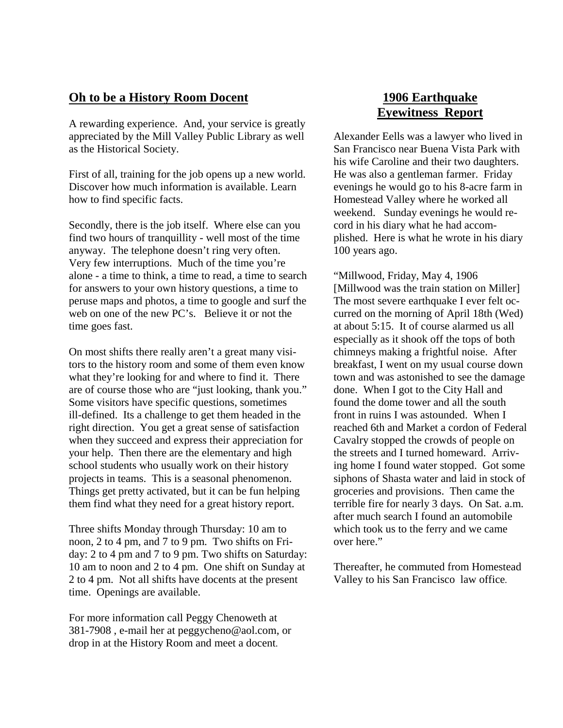## Oh to be a History Room Docent

A rewarding experience. And, your service is greatly appreciated by the Mill Valley Public Library as well as the Historical Society.

First of all, training for the job opens up a new world. Discover how much information is available. Learn how to find specific facts.

Secondly, there is the job itself. Where else can you find two hours of tranquillity - well most of the time anyway. The telephone doesn't ring very often. Very few interruptions. Much of the time you're alone - a time to think, a time to read, a time to search for answers to your own history questions, a time to peruse maps and photos, a time to google and surf the web on one of the new PC's. Believe it or not the time goes fast.

On most shifts there really aren't a great many visitors to the history room and some of them even know what they're looking for and where to find it. There are of course those who are "just looking, thank you." Some visitors have specific questions, sometimes ill-defined. Its a challenge to get them headed in the right direction. You get a great sense of satisfaction when they succeed and express their appreciation for your help. Then there are the elementary and high school students who usually work on their history projects in teams. This is a seasonal phenomenon. Things get pretty activated, but it can be fun helping them find what they need for a great history report.

Three shifts Monday through Thursday: 10 am to noon, 2 to 4 pm, and 7 to 9 pm. Two shifts on Friday: 2 to 4 pm and 7 to 9 pm. Two shifts on Saturday: 10 am to noon and 2 to 4 pm. One shift on Sunday at 2 to 4 pm. Not all shifts have docents at the present time. Openings are available.

For more information call Peggy Chenoweth at 381-7908 , e-mail her at peggycheno@aol.com, or drop in at the History Room and meet a docent.

## 1906 Earthquake Eyewitness Report

Alexander Eells was a lawyer who lived in San Francisco near Buena Vista Park with his wife Caroline and their two daughters. He was also a gentleman farmer. Friday evenings he would go to his 8-acre farm in Homestead Valley where he worked all weekend. Sunday evenings he would record in his diary what he had accomplished. Here is what he wrote in his diary 100 years ago.

"Millwood, Friday, May 4, 1906
[Millwood was the train station on Miller]
The most severe earthquake I ever felt occurred on the morning of April 18th (Wed) at about 5:15. It of course alarmed us all especially as it shook off the tops of both chimneys making a frightful noise. After breakfast, I went on my usual course down town and was astonished to see the damage done. When I got to the City Hall and found the dome tower and all the south front in ruins I was astounded. When I reached 6th and Market a cordon of Federal Cavalry stopped the crowds of people on the streets and I turned homeward. Arriving home I found water stopped. Got some siphons of Shasta water and laid in stock of groceries and provisions. Then came the terrible fire for nearly 3 days. On Sat. a.m. after much search I found an automobile which took us to the ferry and we came over here."

Thereafter, he commuted from Homestead Valley to his San Francisco law office.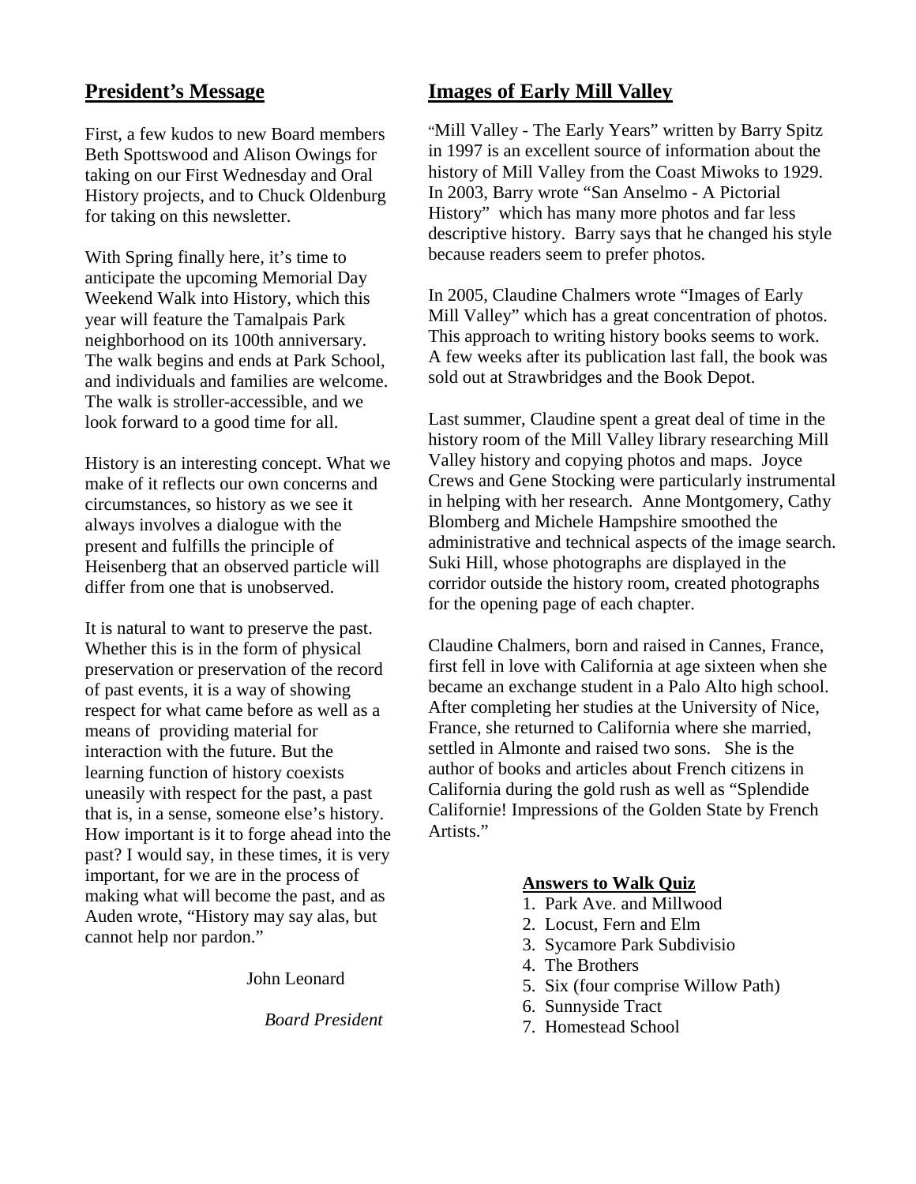## President's Message

First, a few kudos to new Board members Beth Spottswood and Alison Owings for taking on our First Wednesday and Oral History projects, and to Chuck Oldenburg for taking on this newsletter.

With Spring finally here, it's time to anticipate the upcoming Memorial Day Weekend Walk into History, which this year will feature the Tamalpais Park neighborhood on its 100th anniversary. The walk begins and ends at Park School, and individuals and families are welcome. The walk is stroller-accessible, and we look forward to a good time for all.

History is an interesting concept. What we make of it reflects our own concerns and circumstances, so history as we see it always involves a dialogue with the present and fulfills the principle of Heisenberg that an observed particle will differ from one that is unobserved.

It is natural to want to preserve the past. Whether this is in the form of physical preservation or preservation of the record of past events, it is a way of showing respect for what came before as well as a means of providing material for interaction with the future. But the learning function of history coexists uneasily with respect for the past, a past that is, in a sense, someone else's history. How important is it to forge ahead into the past? I would say, in these times, it is very important, for we are in the process of making what will become the past, and as Auden wrote, "History may say alas, but cannot help nor pardon."

John Leonard

*Board President*

## Images of Early Mill Valley

"Mill Valley - The Early Years" written by Barry Spitz in 1997 is an excellent source of information about the history of Mill Valley from the Coast Miwoks to 1929. In 2003, Barry wrote "San Anselmo - A Pictorial History" which has many more photos and far less descriptive history. Barry says that he changed his style because readers seem to prefer photos.

In 2005, Claudine Chalmers wrote "Images of Early Mill Valley" which has a great concentration of photos. This approach to writing history books seems to work. A few weeks after its publication last fall, the book was sold out at Strawbridges and the Book Depot.

Last summer, Claudine spent a great deal of time in the history room of the Mill Valley library researching Mill Valley history and copying photos and maps. Joyce Crews and Gene Stocking were particularly instrumental in helping with her research. Anne Montgomery, Cathy Blomberg and Michele Hampshire smoothed the administrative and technical aspects of the image search. Suki Hill, whose photographs are displayed in the corridor outside the history room, created photographs for the opening page of each chapter.

Claudine Chalmers, born and raised in Cannes, France, first fell in love with California at age sixteen when she became an exchange student in a Palo Alto high school. After completing her studies at the University of Nice, France, she returned to California where she married, settled in Almonte and raised two sons. She is the author of books and articles about French citizens in California during the gold rush as well as "Splendide Californie! Impressions of the Golden State by French Artists."

### Answers to Walk Quiz

1. Park Ave. and Millwood
2. Locust, Fern and Elm
3. Sycamore Park Subdivisio
4. The Brothers
5. Six (four comprise Willow Path)
6. Sunnyside Tract
7. Homestead School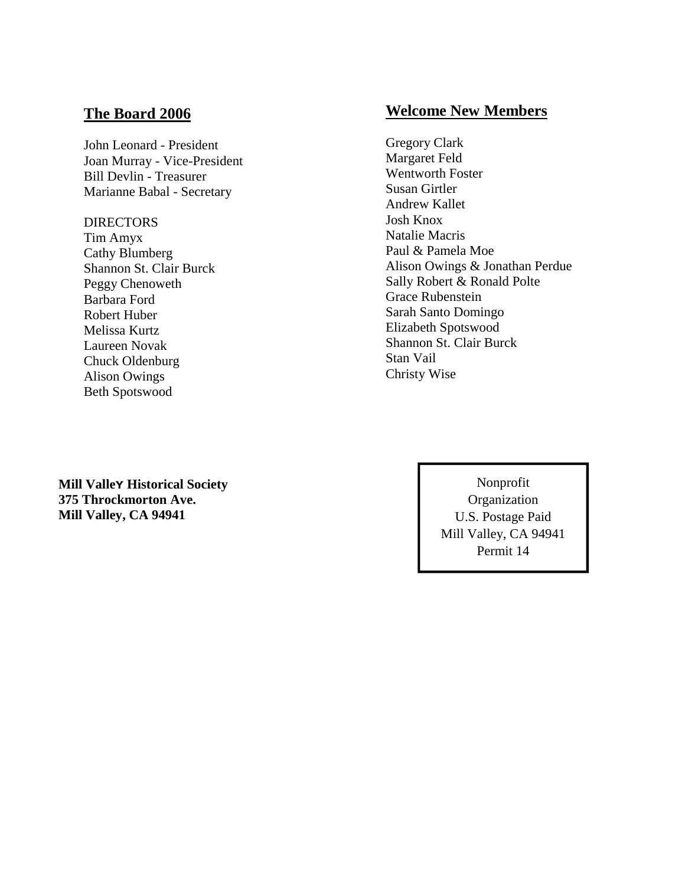## The Board 2006

John Leonard - President
Joan Murray - Vice-President
Bill Devlin - Treasurer
Marianne Babal - Secretary

DIRECTORS
Tim Amyx
Cathy Blumberg
Shannon St. Clair Burck
Peggy Chenoweth
Barbara Ford
Robert Huber
Melissa Kurtz
Laureen Novak
Chuck Oldenburg
Alison Owings
Beth Spotswood

## Welcome New Members

Gregory Clark
Margaret Feld
Wentworth Foster
Susan Girtler
Andrew Kallet
Josh Knox
Natalie Macris
Paul & Pamela Moe
Alison Owings & Jonathan Perdue
Sally Robert & Ronald Polte
Grace Rubenstein
Sarah Santo Domingo
Elizabeth Spotswood
Shannon St. Clair Burck
Stan Vail
Christy Wise

**Mill Valley Historical Society**
**375 Throckmorton Ave.**
**Mill Valley, CA 94941**

Nonprofit
Organization
U.S. Postage Paid
Mill Valley, CA 94941
Permit 14